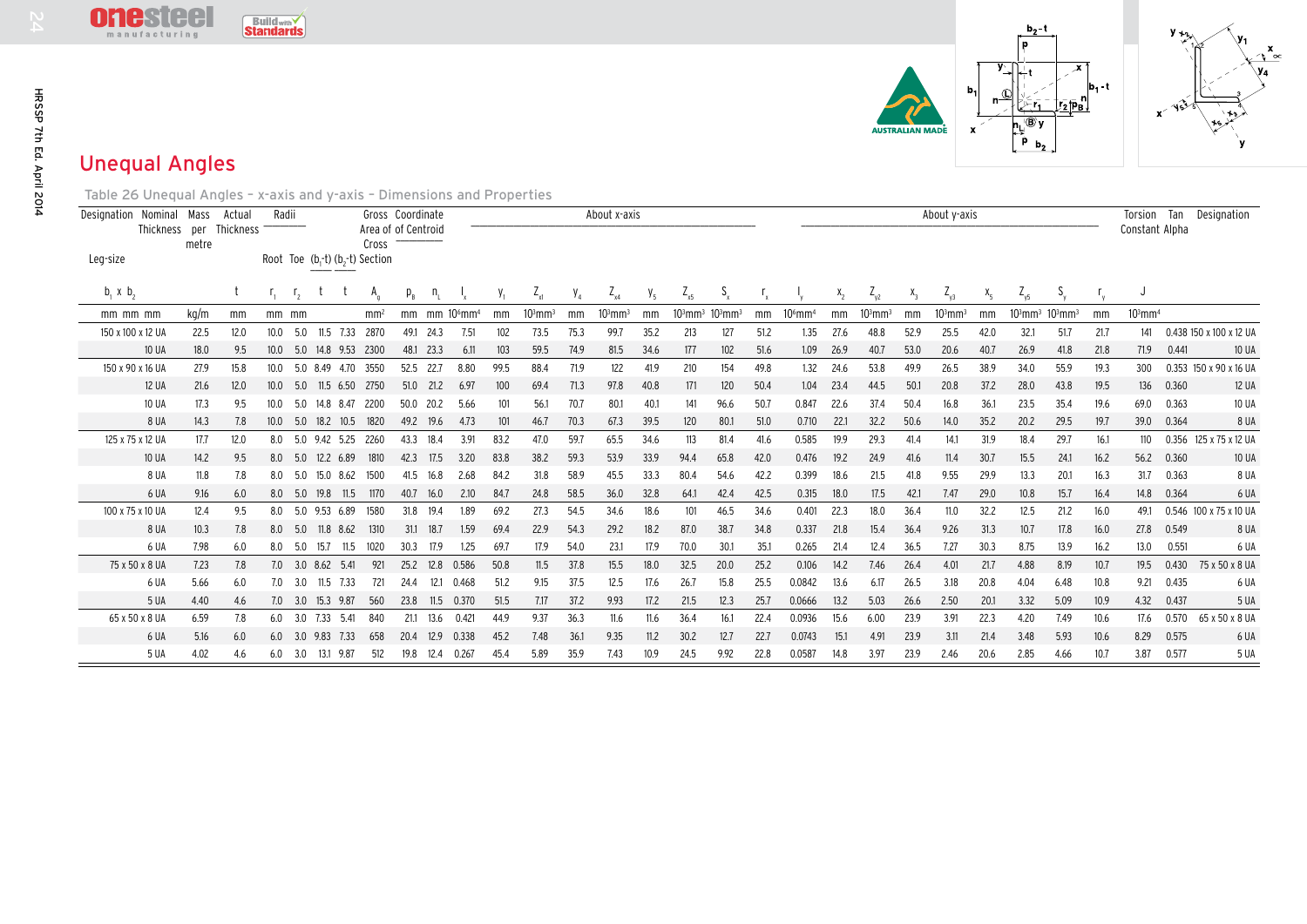# Unequal Angles

Table 26 Unequal Angles – x-axis and y-axis – Dimensions and Properties

| Designation | | Mass per metre | Actual Thickness | Radii | | | | Gross Area of Cross Section | Coordinate of Centroid | | About x-axis | | | | | | | | | | About y-axis | | | | | | | | | | | Torsion Constant | Tan Alpha | Designation |
|---|---|---|---|---|---|---|---|---|---|---|---|---|---|---|---|---|---|---|---|---|---|---|---|---|---|---|---|---|---|---|---|---|---|---|
| Leg-size | Nominal Thickness | | | Root | Toe | $(b_1$-t) | $(b_2$-t) | | | | | | | | | | | | | | | | | | | | | | | | | | | |
| $b_1$ x $b_2$ | | | t | $r_1$ | $r_2$ | t | t | $A_g$ | $p_B$ | $n_L$ | $I_x$ | $y_1$ | $Z_{x1}$ | $y_4$ | $Z_{x4}$ | $y_5$ | $Z_{x5}$ | $S_x$ | $r_x$ | $I_y$ | $x_2$ | $Z_{y2}$ | $x_3$ | $Z_{y3}$ | $x_5$ | $Z_{y5}$ | $S_y$ | $r_y$ | | J | | | | |
| mm mm | mm | kg/m | mm | mm | mm | | | mm² | mm | mm | 10⁶mm⁴ | mm | 10³mm³ | mm | 10³mm³ | mm | 10³mm³ | 10³mm³ | mm | 10⁶mm⁴ | mm | 10³mm³ | mm | 10³mm³ | mm | 10³mm³ | 10³mm³ | mm | | 10³mm⁴ | | | | |
| 150 x 100 x | 12 UA | 22.5 | 12.0 | 10.0 | 5.0 | 11.5 | 7.33 | 2870 | 49.1 | 24.3 | 7.51 | 102 | 73.5 | 75.3 | 99.7 | 35.2 | 213 | 127 | 51.2 | 1.35 | 27.6 | 48.8 | 52.9 | 25.5 | 42.0 | 32.1 | 51.7 | 21.7 | | 141 | 0.438 | 150 x 100 x 12 UA | | |
| | 10 UA | 18.0 | 9.5 | 10.0 | 5.0 | 14.8 | 9.53 | 2300 | 48.1 | 23.3 | 6.11 | 103 | 59.5 | 74.9 | 81.5 | 34.6 | 177 | 102 | 51.6 | 1.09 | 26.9 | 40.7 | 53.0 | 20.6 | 40.7 | 26.9 | 41.8 | 21.8 | | 71.9 | 0.441 | 10 UA | | |
| 150 x 90 x | 16 UA | 27.9 | 15.8 | 10.0 | 5.0 | 8.49 | 4.70 | 3550 | 52.5 | 22.7 | 8.80 | 99.5 | 88.4 | 71.9 | 122 | 41.9 | 210 | 154 | 49.8 | 1.32 | 24.6 | 53.8 | 49.9 | 26.5 | 38.9 | 34.0 | 55.9 | 19.3 | | 300 | 0.353 | 150 x 90 x 16 UA | | |
| | 12 UA | 21.6 | 12.0 | 10.0 | 5.0 | 11.5 | 6.50 | 2750 | 51.0 | 21.2 | 6.97 | 100 | 69.4 | 71.3 | 97.8 | 40.8 | 171 | 120 | 50.4 | 1.04 | 23.4 | 44.5 | 50.1 | 20.8 | 37.2 | 28.0 | 43.8 | 19.5 | | 136 | 0.360 | 12 UA | | |
| | 10 UA | 17.3 | 9.5 | 10.0 | 5.0 | 14.8 | 8.47 | 2200 | 50.0 | 20.2 | 5.66 | 101 | 56.1 | 70.7 | 80.1 | 40.1 | 141 | 96.6 | 50.7 | 0.847 | 22.6 | 37.4 | 50.4 | 16.8 | 36.1 | 23.5 | 35.4 | 19.6 | | 69.0 | 0.363 | 10 UA | | |
| | 8 UA | 14.3 | 7.8 | 10.0 | 5.0 | 18.2 | 10.5 | 1820 | 49.2 | 19.6 | 4.73 | 101 | 46.7 | 70.3 | 67.3 | 39.5 | 120 | 80.1 | 51.0 | 0.710 | 22.1 | 32.2 | 50.6 | 14.0 | 35.2 | 20.2 | 29.5 | 19.7 | | 39.0 | 0.364 | 8 UA | | |
| 125 x 75 x | 12 UA | 17.7 | 12.0 | 8.0 | 5.0 | 9.42 | 5.25 | 2260 | 43.3 | 18.4 | 3.91 | 83.2 | 47.0 | 59.7 | 65.5 | 34.6 | 113 | 81.4 | 41.6 | 0.585 | 19.9 | 29.3 | 41.4 | 14.1 | 31.9 | 18.4 | 29.7 | 16.1 | | 110 | 0.356 | 125 x 75 x 12 UA | | |
| | 10 UA | 14.2 | 9.5 | 8.0 | 5.0 | 12.2 | 6.89 | 1810 | 42.3 | 17.5 | 3.20 | 83.8 | 38.2 | 59.3 | 53.9 | 33.9 | 94.4 | 65.8 | 42.0 | 0.476 | 19.2 | 24.9 | 41.6 | 11.4 | 30.7 | 15.5 | 24.1 | 16.2 | | 56.2 | 0.360 | 10 UA | | |
| | 8 UA | 11.8 | 7.8 | 8.0 | 5.0 | 15.0 | 8.62 | 1500 | 41.5 | 16.8 | 2.68 | 84.2 | 31.8 | 58.9 | 45.5 | 33.3 | 80.4 | 54.6 | 42.2 | 0.399 | 18.6 | 21.5 | 41.8 | 9.55 | 29.9 | 13.3 | 20.1 | 16.3 | | 31.7 | 0.363 | 8 UA | | |
| | 6 UA | 9.16 | 6.0 | 8.0 | 5.0 | 19.8 | 11.5 | 1170 | 40.7 | 16.0 | 2.10 | 84.7 | 24.8 | 58.5 | 36.0 | 32.8 | 64.1 | 42.4 | 42.5 | 0.315 | 18.0 | 17.5 | 42.1 | 7.47 | 29.0 | 10.8 | 15.7 | 16.4 | | 14.8 | 0.364 | 6 UA | | |
| 100 x 75 x | 10 UA | 12.4 | 9.5 | 8.0 | 5.0 | 9.53 | 6.89 | 1580 | 31.8 | 19.4 | 1.89 | 69.2 | 27.3 | 54.5 | 34.6 | 18.6 | 101 | 46.5 | 34.6 | 0.401 | 22.3 | 18.0 | 36.4 | 11.0 | 32.2 | 12.5 | 21.2 | 16.0 | | 49.1 | 0.546 | 100 x 75 x 10 UA | | |
| | 8 UA | 10.3 | 7.8 | 8.0 | 5.0 | 11.8 | 8.62 | 1310 | 31.1 | 18.7 | 1.59 | 69.4 | 22.9 | 54.3 | 29.2 | 18.2 | 87.0 | 38.7 | 34.8 | 0.337 | 21.8 | 15.4 | 36.4 | 9.26 | 31.3 | 10.7 | 17.8 | 16.0 | | 27.8 | 0.549 | 8 UA | | |
| | 6 UA | 7.98 | 6.0 | 8.0 | 5.0 | 15.7 | 11.5 | 1020 | 30.3 | 17.9 | 1.25 | 69.7 | 17.9 | 54.0 | 23.1 | 17.9 | 70.0 | 30.1 | 35.1 | 0.265 | 21.4 | 12.4 | 36.5 | 7.27 | 30.3 | 8.75 | 13.9 | 16.2 | | 13.0 | 0.551 | 6 UA | | |
| 75 x 50 x | 8 UA | 7.23 | 7.8 | 7.0 | 3.0 | 8.62 | 5.41 | 921 | 25.2 | 12.8 | 0.586 | 50.8 | 11.5 | 37.8 | 15.5 | 18.0 | 32.5 | 20.0 | 25.2 | 0.106 | 14.2 | 7.46 | 26.4 | 4.01 | 21.7 | 4.88 | 8.19 | 10.7 | | 19.5 | 0.430 | 75 x 50 x 8 UA | | |
| | 6 UA | 5.66 | 6.0 | 7.0 | 3.0 | 11.5 | 7.33 | 721 | 24.4 | 12.1 | 0.468 | 51.2 | 9.15 | 37.5 | 12.5 | 17.6 | 26.7 | 15.8 | 25.5 | 0.0842 | 13.6 | 6.17 | 26.5 | 3.18 | 20.8 | 4.04 | 6.48 | 10.8 | | 9.21 | 0.435 | 6 UA | | |
| | 5 UA | 4.40 | 4.6 | 7.0 | 3.0 | 15.3 | 9.87 | 560 | 23.8 | 11.5 | 0.370 | 51.5 | 7.17 | 37.2 | 9.93 | 17.2 | 21.5 | 12.3 | 25.7 | 0.0666 | 13.2 | 5.03 | 26.6 | 2.50 | 20.1 | 3.32 | 5.09 | 10.9 | | 4.32 | 0.437 | 5 UA | | |
| 65 x 50 x | 8 UA | 6.59 | 7.8 | 6.0 | 3.0 | 7.33 | 5.41 | 840 | 21.1 | 13.6 | 0.421 | 44.9 | 9.37 | 36.3 | 11.6 | 11.6 | 36.4 | 16.1 | 22.4 | 0.0936 | 15.6 | 6.00 | 23.9 | 3.91 | 22.3 | 4.20 | 7.49 | 10.6 | | 17.6 | 0.570 | 65 x 50 x 8 UA | | |
| | 6 UA | 5.16 | 6.0 | 6.0 | 3.0 | 9.83 | 7.33 | 658 | 20.4 | 12.9 | 0.338 | 45.2 | 7.48 | 36.1 | 9.35 | 11.2 | 30.2 | 12.7 | 22.7 | 0.0743 | 15.1 | 4.91 | 23.9 | 3.11 | 21.4 | 3.48 | 5.93 | 10.6 | | 8.29 | 0.575 | 6 UA | | |
| | 5 UA | 4.02 | 4.6 | 6.0 | 3.0 | 13.1 | 9.87 | 512 | 19.8 | 12.4 | 0.267 | 45.4 | 5.89 | 35.9 | 7.43 | 10.9 | 24.5 | 9.92 | 22.8 | 0.0587 | 14.8 | 3.97 | 23.9 | 2.46 | 20.6 | 2.85 | 4.66 | 10.7 | | 3.87 | 0.577 | 5 UA | | |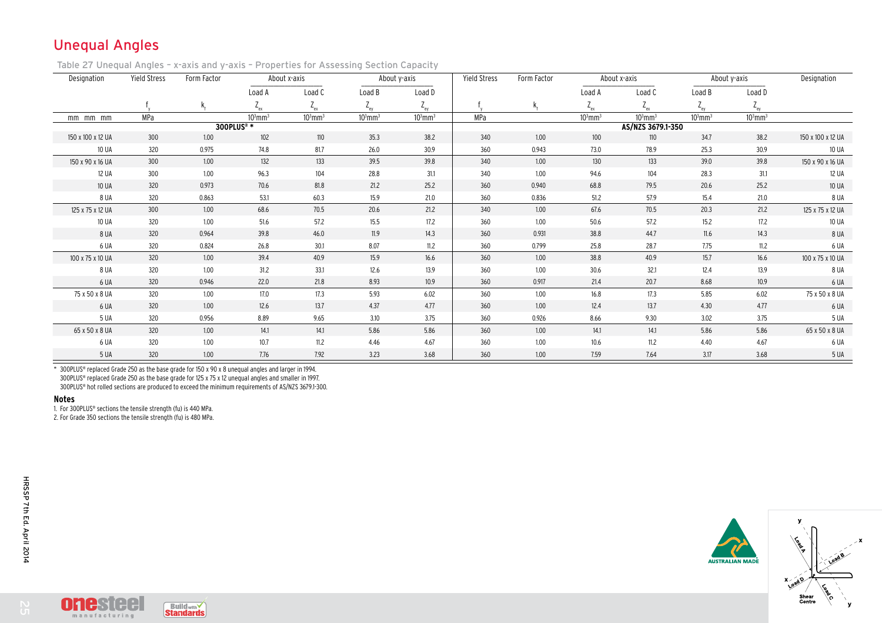# Unequal Angles

Table 27 Unequal Angles – x-axis and y-axis – Properties for Assessing Section Capacity

| Designation | Yield Stress | Form Factor | About x-axis | | About y-axis | | Yield Stress | Form Factor | About x-axis | | About y-axis | | Designation |
|---|---|---|---|---|---|---|---|---|---|---|---|---|---|
| | | | Load A | Load C | Load B | Load D | | | Load A | Load C | Load B | Load D | |
| | $f_y$ | $k_f$ | $Z_{ex}$ | $Z_{ex}$ | $Z_{ey}$ | $Z_{ey}$ | $f_y$ | $k_f$ | $Z_{ex}$ | $Z_{ex}$ | $Z_{ey}$ | $Z_{ey}$ | |
| mm mm mm | MPa | | $10^3mm^3$ | $10^3mm^3$ | $10^3mm^3$ | $10^3mm^3$ | MPa | | $10^3mm^3$ | $10^3mm^3$ | $10^3mm^3$ | $10^3mm^3$ | |
| | | **300PLUS® *** | | | | | | | | **AS/NZS 3679.1-350** | | | |
| 150 x 100 x 12 UA | 300 | 1.00 | 102 | 110 | 35.3 | 38.2 | 340 | 1.00 | 100 | 110 | 34.7 | 38.2 | 150 x 100 x 12 UA |
| 10 UA | 320 | 0.975 | 74.8 | 81.7 | 26.0 | 30.9 | 360 | 0.943 | 73.0 | 78.9 | 25.3 | 30.9 | 10 UA |
| 150 x 90 x 16 UA | 300 | 1.00 | 132 | 133 | 39.5 | 39.8 | 340 | 1.00 | 130 | 133 | 39.0 | 39.8 | 150 x 90 x 16 UA |
| 12 UA | 300 | 1.00 | 96.3 | 104 | 28.8 | 31.1 | 340 | 1.00 | 94.6 | 104 | 28.3 | 31.1 | 12 UA |
| 10 UA | 320 | 0.973 | 70.6 | 81.8 | 21.2 | 25.2 | 360 | 0.940 | 68.8 | 79.5 | 20.6 | 25.2 | 10 UA |
| 8 UA | 320 | 0.863 | 53.1 | 60.3 | 15.9 | 21.0 | 360 | 0.836 | 51.2 | 57.9 | 15.4 | 21.0 | 8 UA |
| 125 x 75 x 12 UA | 300 | 1.00 | 68.6 | 70.5 | 20.6 | 21.2 | 340 | 1.00 | 67.6 | 70.5 | 20.3 | 21.2 | 125 x 75 x 12 UA |
| 10 UA | 320 | 1.00 | 51.6 | 57.2 | 15.5 | 17.2 | 360 | 1.00 | 50.6 | 57.2 | 15.2 | 17.2 | 10 UA |
| 8 UA | 320 | 0.964 | 39.8 | 46.0 | 11.9 | 14.3 | 360 | 0.931 | 38.8 | 44.7 | 11.6 | 14.3 | 8 UA |
| 6 UA | 320 | 0.824 | 26.8 | 30.1 | 8.07 | 11.2 | 360 | 0.799 | 25.8 | 28.7 | 7.75 | 11.2 | 6 UA |
| 100 x 75 x 10 UA | 320 | 1.00 | 39.4 | 40.9 | 15.9 | 16.6 | 360 | 1.00 | 38.8 | 40.9 | 15.7 | 16.6 | 100 x 75 x 10 UA |
| 8 UA | 320 | 1.00 | 31.2 | 33.1 | 12.6 | 13.9 | 360 | 1.00 | 30.6 | 32.1 | 12.4 | 13.9 | 8 UA |
| 6 UA | 320 | 0.946 | 22.0 | 21.8 | 8.93 | 10.9 | 360 | 0.917 | 21.4 | 20.7 | 8.68 | 10.9 | 6 UA |
| 75 x 50 x 8 UA | 320 | 1.00 | 17.0 | 17.3 | 5.93 | 6.02 | 360 | 1.00 | 16.8 | 17.3 | 5.85 | 6.02 | 75 x 50 x 8 UA |
| 6 UA | 320 | 1.00 | 12.6 | 13.7 | 4.37 | 4.77 | 360 | 1.00 | 12.4 | 13.7 | 4.30 | 4.77 | 6 UA |
| 5 UA | 320 | 0.956 | 8.89 | 9.65 | 3.10 | 3.75 | 360 | 0.926 | 8.66 | 9.30 | 3.02 | 3.75 | 5 UA |
| 65 x 50 x 8 UA | 320 | 1.00 | 14.1 | 14.1 | 5.86 | 5.86 | 360 | 1.00 | 14.1 | 14.1 | 5.86 | 5.86 | 65 x 50 x 8 UA |
| 6 UA | 320 | 1.00 | 10.7 | 11.2 | 4.46 | 4.67 | 360 | 1.00 | 10.6 | 11.2 | 4.40 | 4.67 | 6 UA |
| 5 UA | 320 | 1.00 | 7.76 | 7.92 | 3.23 | 3.68 | 360 | 1.00 | 7.59 | 7.64 | 3.17 | 3.68 | 5 UA |

\* 300PLUS® replaced Grade 250 as the base grade for 150 x 90 x 8 unequal angles and larger in 1994.
300PLUS® replaced Grade 250 as the base grade for 125 x 75 x 12 unequal angles and smaller in 1997.
300PLUS® hot rolled sections are produced to exceed the minimum requirements of AS/NZS 3679.1-300.

**Notes**

1. For 300PLUS® sections the tensile strength (fu) is 440 MPa.
2. For Grade 350 sections the tensile strength (fu) is 480 MPa.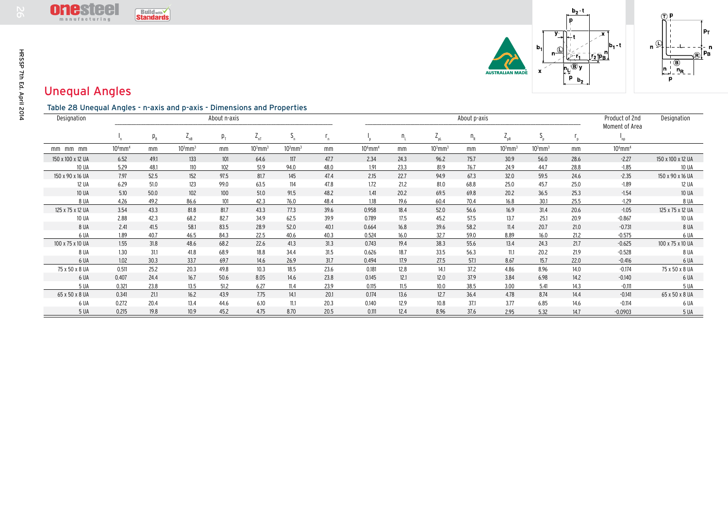# Unequal Angles

## Table 28 Unequal Angles - n-axis and p-axis - Dimensions and Properties

| Designation | About n-axis | | | | | | | About p-axis | | | | | | | | Product of 2nd Moment of Area | Designation |
|---|---|---|---|---|---|---|---|---|---|---|---|---|---|---|---|---|---|
| | $I_n$ | $p_B$ | $Z_{nB}$ | $p_T$ | $Z_{nT}$ | $S_n$ | $r_n$ | $I_p$ | $n_L$ | $Z_{pL}$ | $n_R$ | $Z_{pR}$ | $S_p$ | $r_p$ | | $I_{np}$ | |
| mm mm mm | $10^6mm^4$ | mm | $10^3mm^3$ | mm | $10^3mm^3$ | $10^3mm^3$ | mm | $10^6mm^4$ | mm | $10^3mm^3$ | mm | $10^3mm^3$ | $10^3mm^3$ | mm | | $10^6mm^4$ | |
| 150 x 100 x 12 UA | 6.52 | 49.1 | 133 | 101 | 64.6 | 117 | 47.7 | 2.34 | 24.3 | 96.2 | 75.7 | 30.9 | 56.0 | 28.6 | | -2.27 | 150 x 100 x 12 UA |
| 10 UA | 5.29 | 48.1 | 110 | 102 | 51.9 | 94.0 | 48.0 | 1.91 | 23.3 | 81.9 | 76.7 | 24.9 | 44.7 | 28.8 | | -1.85 | 10 UA |
| 150 x 90 x 16 UA | 7.97 | 52.5 | 152 | 97.5 | 81.7 | 145 | 47.4 | 2.15 | 22.7 | 94.9 | 67.3 | 32.0 | 59.5 | 24.6 | | -2.35 | 150 x 90 x 16 UA |
| 12 UA | 6.29 | 51.0 | 123 | 99.0 | 63.5 | 114 | 47.8 | 1.72 | 21.2 | 81.0 | 68.8 | 25.0 | 45.7 | 25.0 | | -1.89 | 12 UA |
| 10 UA | 5.10 | 50.0 | 102 | 100 | 51.0 | 91.5 | 48.2 | 1.41 | 20.2 | 69.5 | 69.8 | 20.2 | 36.5 | 25.3 | | -1.54 | 10 UA |
| 8 UA | 4.26 | 49.2 | 86.6 | 101 | 42.3 | 76.0 | 48.4 | 1.18 | 19.6 | 60.4 | 70.4 | 16.8 | 30.1 | 25.5 | | -1.29 | 8 UA |
| 125 x 75 x 12 UA | 3.54 | 43.3 | 81.8 | 81.7 | 43.3 | 77.3 | 39.6 | 0.958 | 18.4 | 52.0 | 56.6 | 16.9 | 31.4 | 20.6 | | -1.05 | 125 x 75 x 12 UA |
| 10 UA | 2.88 | 42.3 | 68.2 | 82.7 | 34.9 | 62.5 | 39.9 | 0.789 | 17.5 | 45.2 | 57.5 | 13.7 | 25.1 | 20.9 | | -0.867 | 10 UA |
| 8 UA | 2.41 | 41.5 | 58.1 | 83.5 | 28.9 | 52.0 | 40.1 | 0.664 | 16.8 | 39.6 | 58.2 | 11.4 | 20.7 | 21.0 | | -0.731 | 8 UA |
| 6 UA | 1.89 | 40.7 | 46.5 | 84.3 | 22.5 | 40.6 | 40.3 | 0.524 | 16.0 | 32.7 | 59.0 | 8.89 | 16.0 | 21.2 | | -0.575 | 6 UA |
| 100 x 75 x 10 UA | 1.55 | 31.8 | 48.6 | 68.2 | 22.6 | 41.3 | 31.3 | 0.743 | 19.4 | 38.3 | 55.6 | 13.4 | 24.3 | 21.7 | | -0.625 | 100 x 75 x 10 UA |
| 8 UA | 1.30 | 31.1 | 41.8 | 68.9 | 18.8 | 34.4 | 31.5 | 0.626 | 18.7 | 33.5 | 56.3 | 11.1 | 20.2 | 21.9 | | -0.528 | 8 UA |
| 6 UA | 1.02 | 30.3 | 33.7 | 69.7 | 14.6 | 26.9 | 31.7 | 0.494 | 17.9 | 27.5 | 57.1 | 8.67 | 15.7 | 22.0 | | -0.416 | 6 UA |
| 75 x 50 x 8 UA | 0.511 | 25.2 | 20.3 | 49.8 | 10.3 | 18.5 | 23.6 | 0.181 | 12.8 | 14.1 | 37.2 | 4.86 | 8.96 | 14.0 | | -0.174 | 75 x 50 x 8 UA |
| 6 UA | 0.407 | 24.4 | 16.7 | 50.6 | 8.05 | 14.6 | 23.8 | 0.145 | 12.1 | 12.0 | 37.9 | 3.84 | 6.98 | 14.2 | | -0.140 | 6 UA |
| 5 UA | 0.321 | 23.8 | 13.5 | 51.2 | 6.27 | 11.4 | 23.9 | 0.115 | 11.5 | 10.0 | 38.5 | 3.00 | 5.41 | 14.3 | | -0.111 | 5 UA |
| 65 x 50 x 8 UA | 0.341 | 21.1 | 16.2 | 43.9 | 7.75 | 14.1 | 20.1 | 0.174 | 13.6 | 12.7 | 36.4 | 4.78 | 8.74 | 14.4 | | -0.141 | 65 x 50 x 8 UA |
| 6 UA | 0.272 | 20.4 | 13.4 | 44.6 | 6.10 | 11.1 | 20.3 | 0.140 | 12.9 | 10.8 | 37.1 | 3.77 | 6.85 | 14.6 | | -0.114 | 6 UA |
| 5 UA | 0.215 | 19.8 | 10.9 | 45.2 | 4.75 | 8.70 | 20.5 | 0.111 | 12.4 | 8.96 | 37.6 | 2.95 | 5.32 | 14.7 | | -0.0903 | 5 UA |